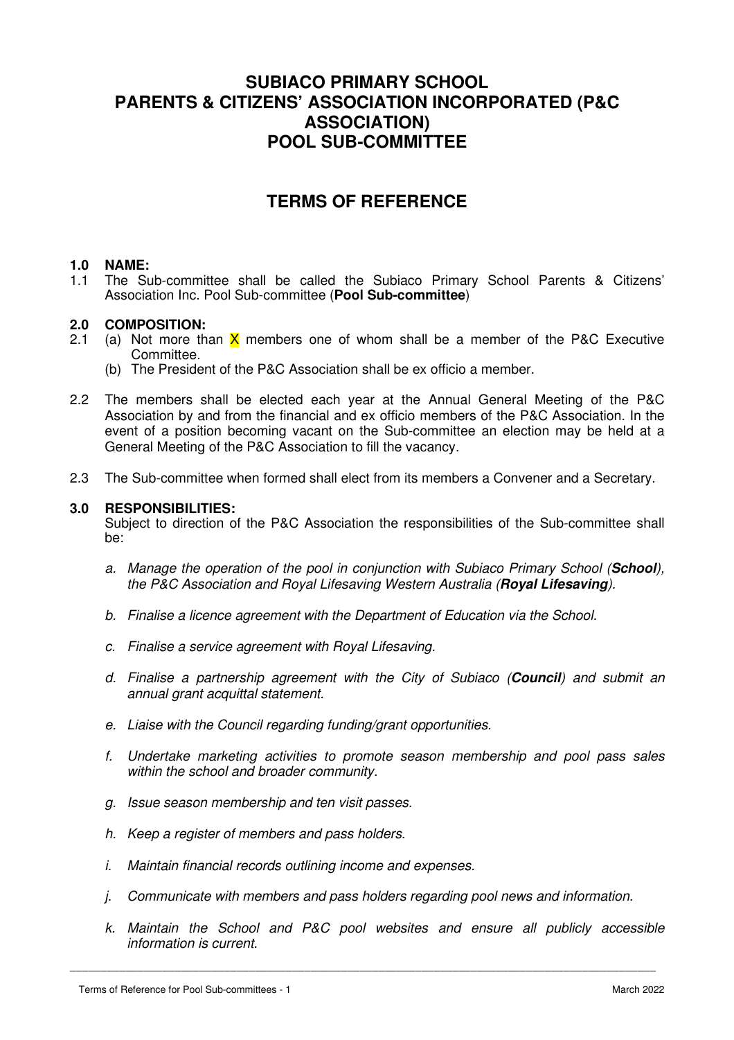# SUBIACO PRIMARY SCHOOL
# PARENTS & CITIZENS' ASSOCIATION INCORPORATED (P&C ASSOCIATION)
# POOL SUB-COMMITTEE

## TERMS OF REFERENCE

### 1.0 NAME:

1.1 The Sub-committee shall be called the Subiaco Primary School Parents & Citizens' Association Inc. Pool Sub-committee (**Pool Sub-committee**)

### 2.0 COMPOSITION:

2.1 (a) Not more than X members one of whom shall be a member of the P&C Executive Committee.

(b) The President of the P&C Association shall be ex officio a member.

2.2 The members shall be elected each year at the Annual General Meeting of the P&C Association by and from the financial and ex officio members of the P&C Association. In the event of a position becoming vacant on the Sub-committee an election may be held at a General Meeting of the P&C Association to fill the vacancy.

2.3 The Sub-committee when formed shall elect from its members a Convener and a Secretary.

### 3.0 RESPONSIBILITIES:

Subject to direction of the P&C Association the responsibilities of the Sub-committee shall be:

a. *Manage the operation of the pool in conjunction with Subiaco Primary School (**School**), the P&C Association and Royal Lifesaving Western Australia (**Royal Lifesaving**).*

b. *Finalise a licence agreement with the Department of Education via the School.*

c. *Finalise a service agreement with Royal Lifesaving.*

d. *Finalise a partnership agreement with the City of Subiaco (**Council**) and submit an annual grant acquittal statement.*

e. *Liaise with the Council regarding funding/grant opportunities.*

f. *Undertake marketing activities to promote season membership and pool pass sales within the school and broader community.*

g. *Issue season membership and ten visit passes.*

h. *Keep a register of members and pass holders.*

i. *Maintain financial records outlining income and expenses.*

j. *Communicate with members and pass holders regarding pool news and information.*

k. *Maintain the School and P&C pool websites and ensure all publicly accessible information is current.*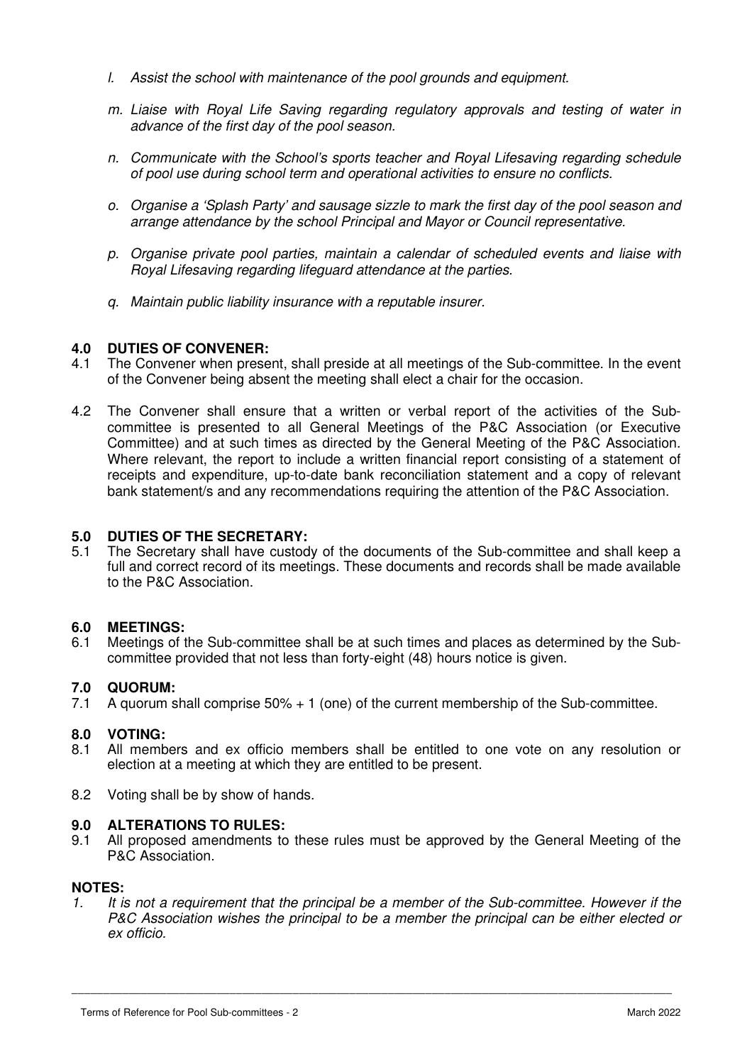*l. Assist the school with maintenance of the pool grounds and equipment.*

*m. Liaise with Royal Life Saving regarding regulatory approvals and testing of water in advance of the first day of the pool season.*

*n. Communicate with the School's sports teacher and Royal Lifesaving regarding schedule of pool use during school term and operational activities to ensure no conflicts.*

*o. Organise a 'Splash Party' and sausage sizzle to mark the first day of the pool season and arrange attendance by the school Principal and Mayor or Council representative.*

*p. Organise private pool parties, maintain a calendar of scheduled events and liaise with Royal Lifesaving regarding lifeguard attendance at the parties.*

*q. Maintain public liability insurance with a reputable insurer.*

## 4.0 DUTIES OF CONVENER:

4.1 The Convener when present, shall preside at all meetings of the Sub-committee. In the event of the Convener being absent the meeting shall elect a chair for the occasion.

4.2 The Convener shall ensure that a written or verbal report of the activities of the Sub-committee is presented to all General Meetings of the P&C Association (or Executive Committee) and at such times as directed by the General Meeting of the P&C Association. Where relevant, the report to include a written financial report consisting of a statement of receipts and expenditure, up-to-date bank reconciliation statement and a copy of relevant bank statement/s and any recommendations requiring the attention of the P&C Association.

## 5.0 DUTIES OF THE SECRETARY:

5.1 The Secretary shall have custody of the documents of the Sub-committee and shall keep a full and correct record of its meetings. These documents and records shall be made available to the P&C Association.

## 6.0 MEETINGS:

6.1 Meetings of the Sub-committee shall be at such times and places as determined by the Sub-committee provided that not less than forty-eight (48) hours notice is given.

## 7.0 QUORUM:

7.1 A quorum shall comprise 50% + 1 (one) of the current membership of the Sub-committee.

## 8.0 VOTING:

8.1 All members and ex officio members shall be entitled to one vote on any resolution or election at a meeting at which they are entitled to be present.

8.2 Voting shall be by show of hands.

## 9.0 ALTERATIONS TO RULES:

9.1 All proposed amendments to these rules must be approved by the General Meeting of the P&C Association.

## NOTES:

*1. It is not a requirement that the principal be a member of the Sub-committee. However if the P&C Association wishes the principal to be a member the principal can be either elected or ex officio.*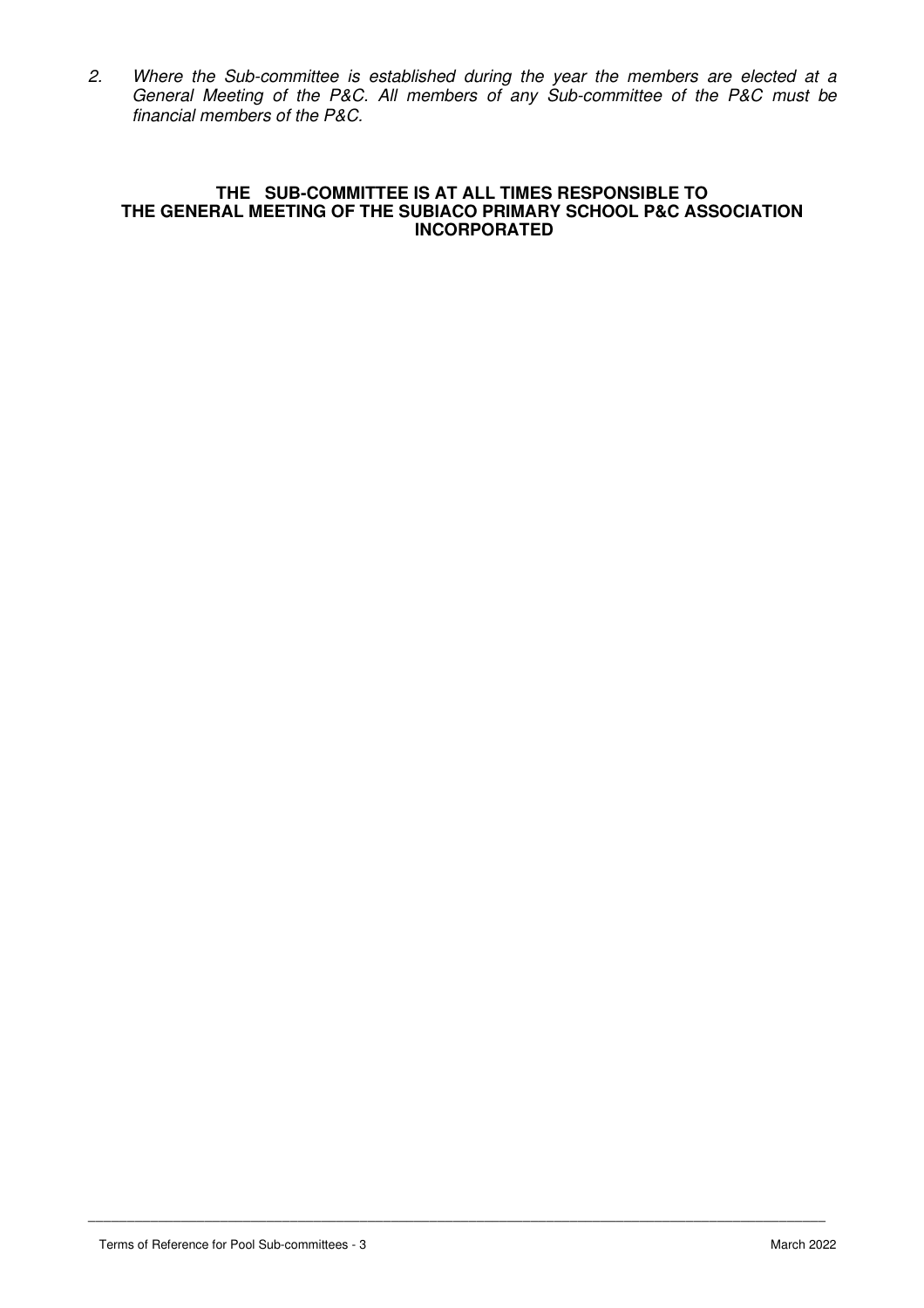*2. Where the Sub-committee is established during the year the members are elected at a General Meeting of the P&C. All members of any Sub-committee of the P&C must be financial members of the P&C.*

**THE SUB-COMMITTEE IS AT ALL TIMES RESPONSIBLE TO THE GENERAL MEETING OF THE SUBIACO PRIMARY SCHOOL P&C ASSOCIATION INCORPORATED**